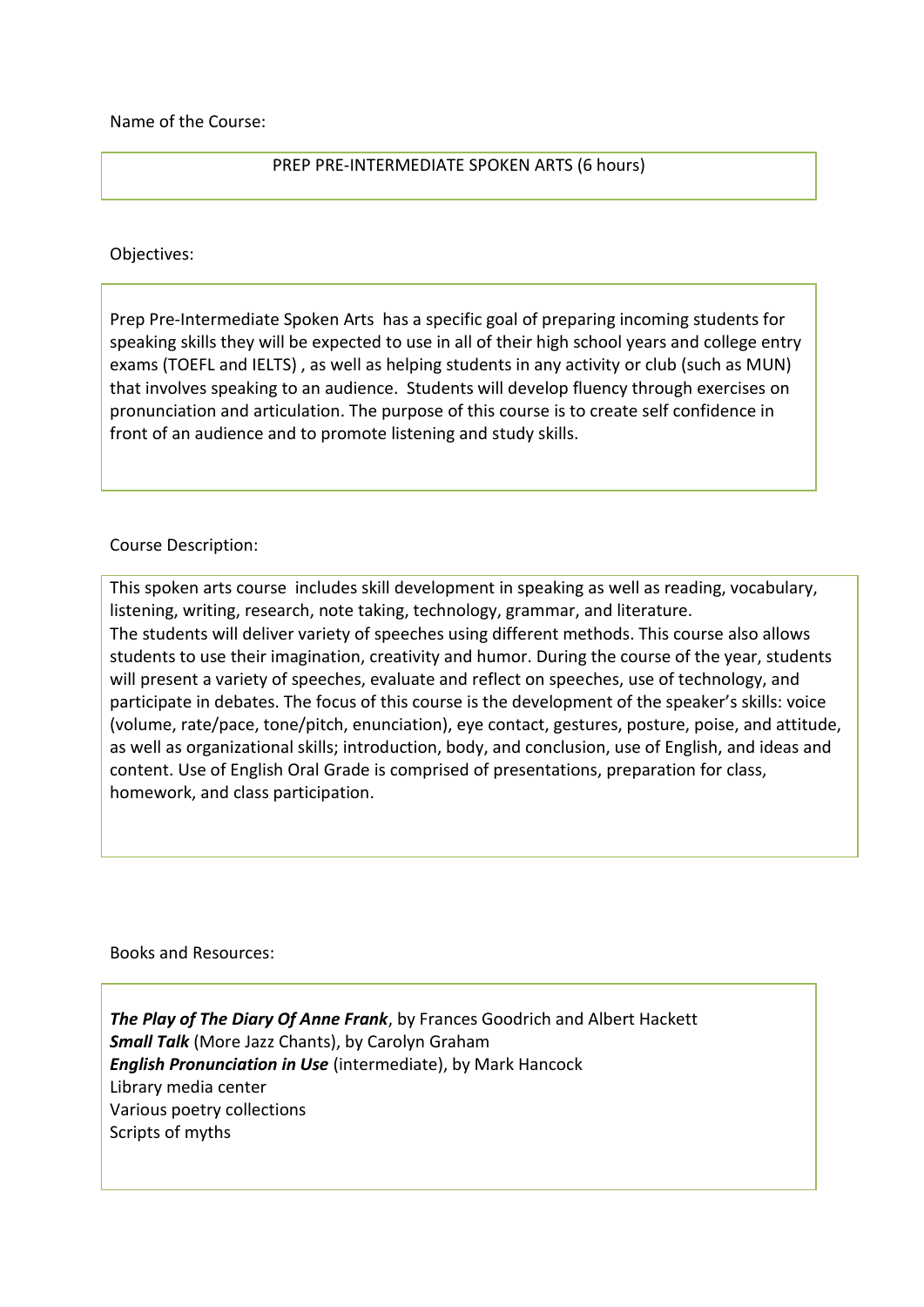Name of the Course:

PREP PRE-INTERMEDIATE SPOKEN ARTS (6 hours)

Objectives:

Prep Pre-Intermediate Spoken Arts has a specific goal of preparing incoming students for speaking skills they will be expected to use in all of their high school years and college entry exams (TOEFL and IELTS) , as well as helping students in any activity or club (such as MUN) that involves speaking to an audience. Students will develop fluency through exercises on pronunciation and articulation. The purpose of this course is to create self confidence in front of an audience and to promote listening and study skills.

Course Description:

This spoken arts course includes skill development in speaking as well as reading, vocabulary, listening, writing, research, note taking, technology, grammar, and literature.
The students will deliver variety of speeches using different methods. This course also allows students to use their imagination, creativity and humor. During the course of the year, students will present a variety of speeches, evaluate and reflect on speeches, use of technology, and participate in debates. The focus of this course is the development of the speaker's skills: voice (volume, rate/pace, tone/pitch, enunciation), eye contact, gestures, posture, poise, and attitude, as well as organizational skills; introduction, body, and conclusion, use of English, and ideas and content. Use of English Oral Grade is comprised of presentations, preparation for class, homework, and class participation.

Books and Resources:

***The Play of The Diary Of Anne Frank***, by Frances Goodrich and Albert Hackett
***Small Talk*** (More Jazz Chants), by Carolyn Graham
***English Pronunciation in Use*** (intermediate), by Mark Hancock
Library media center
Various poetry collections
Scripts of myths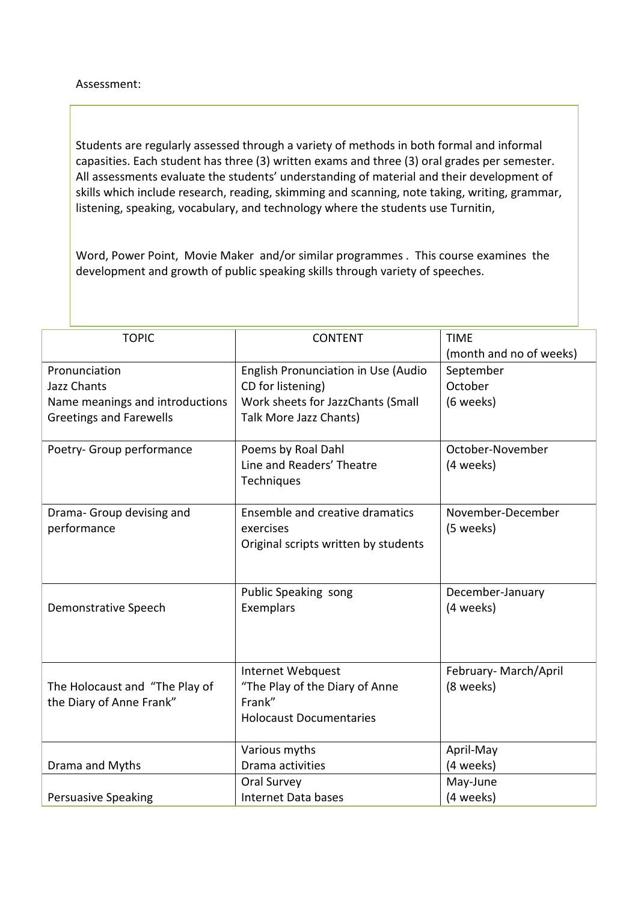Assessment:

Students are regularly assessed through a variety of methods in both formal and informal capasities. Each student has three (3) written exams and three (3) oral grades per semester. All assessments evaluate the students' understanding of material and their development of skills which include research, reading, skimming and scanning, note taking, writing, grammar, listening, speaking, vocabulary, and technology where the students use Turnitin,

Word, Power Point, Movie Maker and/or similar programmes . This course examines the development and growth of public speaking skills through variety of speeches.

| TOPIC | CONTENT | TIME (month and no of weeks) |
|---|---|---|
| Pronunciation<br>Jazz Chants<br>Name meanings and introductions<br>Greetings and Farewells | English Pronunciation in Use (Audio CD for listening)<br>Work sheets for JazzChants (Small Talk More Jazz Chants) | September<br>October<br>(6 weeks) |
| Poetry- Group performance | Poems by Roal Dahl<br>Line and Readers' Theatre Techniques | October-November<br>(4 weeks) |
| Drama- Group devising and performance | Ensemble and creative dramatics exercises<br>Original scripts written by students | November-December<br>(5 weeks) |
| Demonstrative Speech | Public Speaking song<br>Exemplars | December-January<br>(4 weeks) |
| The Holocaust and "The Play of the Diary of Anne Frank" | Internet Webquest<br>"The Play of the Diary of Anne Frank"<br>Holocaust Documentaries | February- March/April<br>(8 weeks) |
| Drama and Myths | Various myths<br>Drama activities | April-May<br>(4 weeks) |
| Persuasive Speaking | Oral Survey<br>Internet Data bases | May-June<br>(4 weeks) |